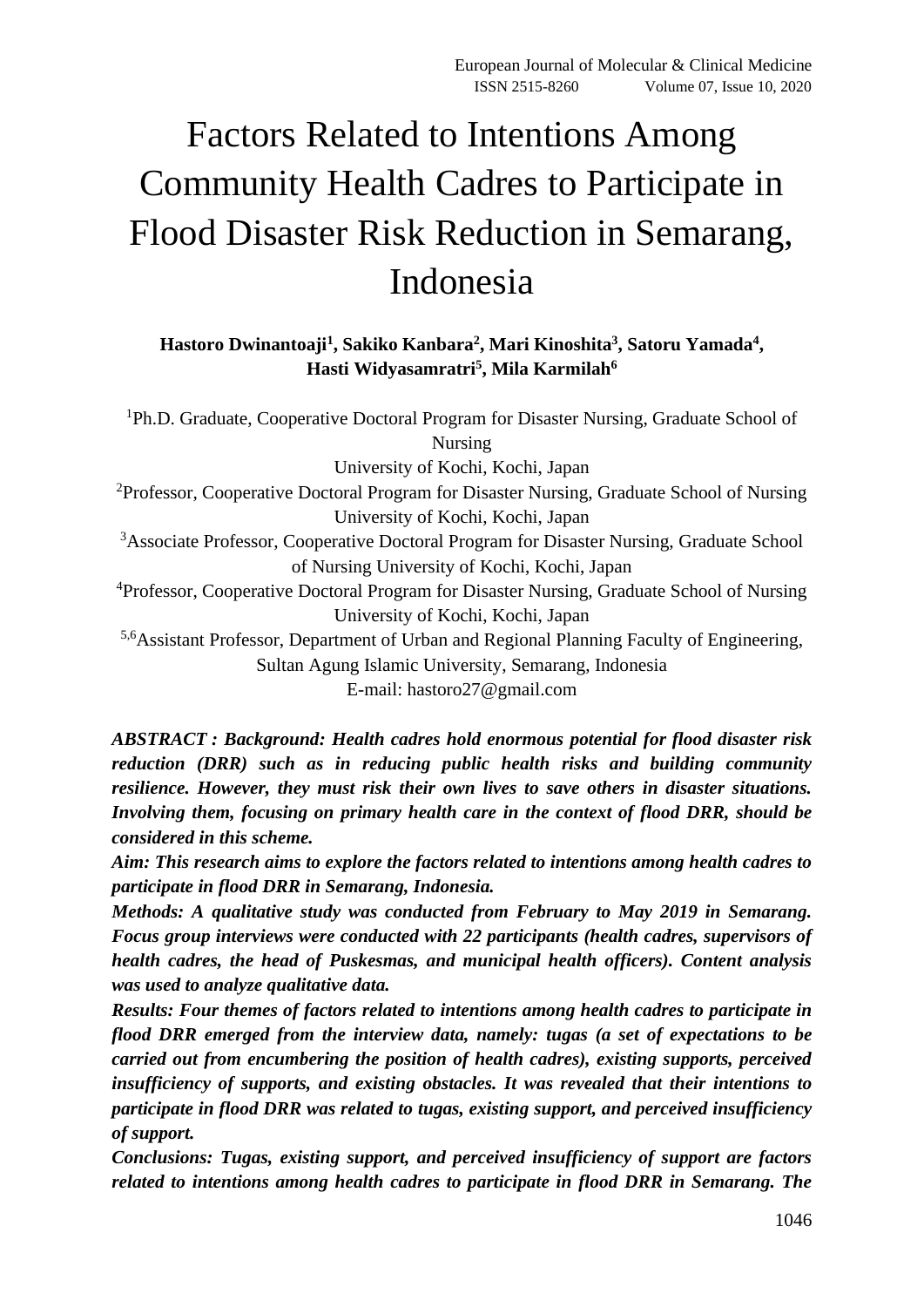# Factors Related to Intentions Among Community Health Cadres to Participate in Flood Disaster Risk Reduction in Semarang, Indonesia

**Hastoro Dwinantoaji[1], Sakiko Kanbara[2], Mari Kinoshita[3], Satoru Yamada[4], Hasti Widyasamratri[5], Mila Karmilah[6]**

[1]Ph.D. Graduate, Cooperative Doctoral Program for Disaster Nursing, Graduate School of Nursing
University of Kochi, Kochi, Japan

[2]Professor, Cooperative Doctoral Program for Disaster Nursing, Graduate School of Nursing
University of Kochi, Kochi, Japan

[3]Associate Professor, Cooperative Doctoral Program for Disaster Nursing, Graduate School of Nursing University of Kochi, Kochi, Japan

[4]Professor, Cooperative Doctoral Program for Disaster Nursing, Graduate School of Nursing
University of Kochi, Kochi, Japan

[5,6]Assistant Professor, Department of Urban and Regional Planning Faculty of Engineering, Sultan Agung Islamic University, Semarang, Indonesia

E-mail: hastoro27@gmail.com

***ABSTRACT : Background: Health cadres hold enormous potential for flood disaster risk reduction (DRR) such as in reducing public health risks and building community resilience. However, they must risk their own lives to save others in disaster situations. Involving them, focusing on primary health care in the context of flood DRR, should be considered in this scheme.***

***Aim: This research aims to explore the factors related to intentions among health cadres to participate in flood DRR in Semarang, Indonesia.***

***Methods: A qualitative study was conducted from February to May 2019 in Semarang. Focus group interviews were conducted with 22 participants (health cadres, supervisors of health cadres, the head of Puskesmas, and municipal health officers). Content analysis was used to analyze qualitative data.***

***Results: Four themes of factors related to intentions among health cadres to participate in flood DRR emerged from the interview data, namely: tugas (a set of expectations to be carried out from encumbering the position of health cadres), existing supports, perceived insufficiency of supports, and existing obstacles. It was revealed that their intentions to participate in flood DRR was related to tugas, existing support, and perceived insufficiency of support.***

***Conclusions: Tugas, existing support, and perceived insufficiency of support are factors related to intentions among health cadres to participate in flood DRR in Semarang. The***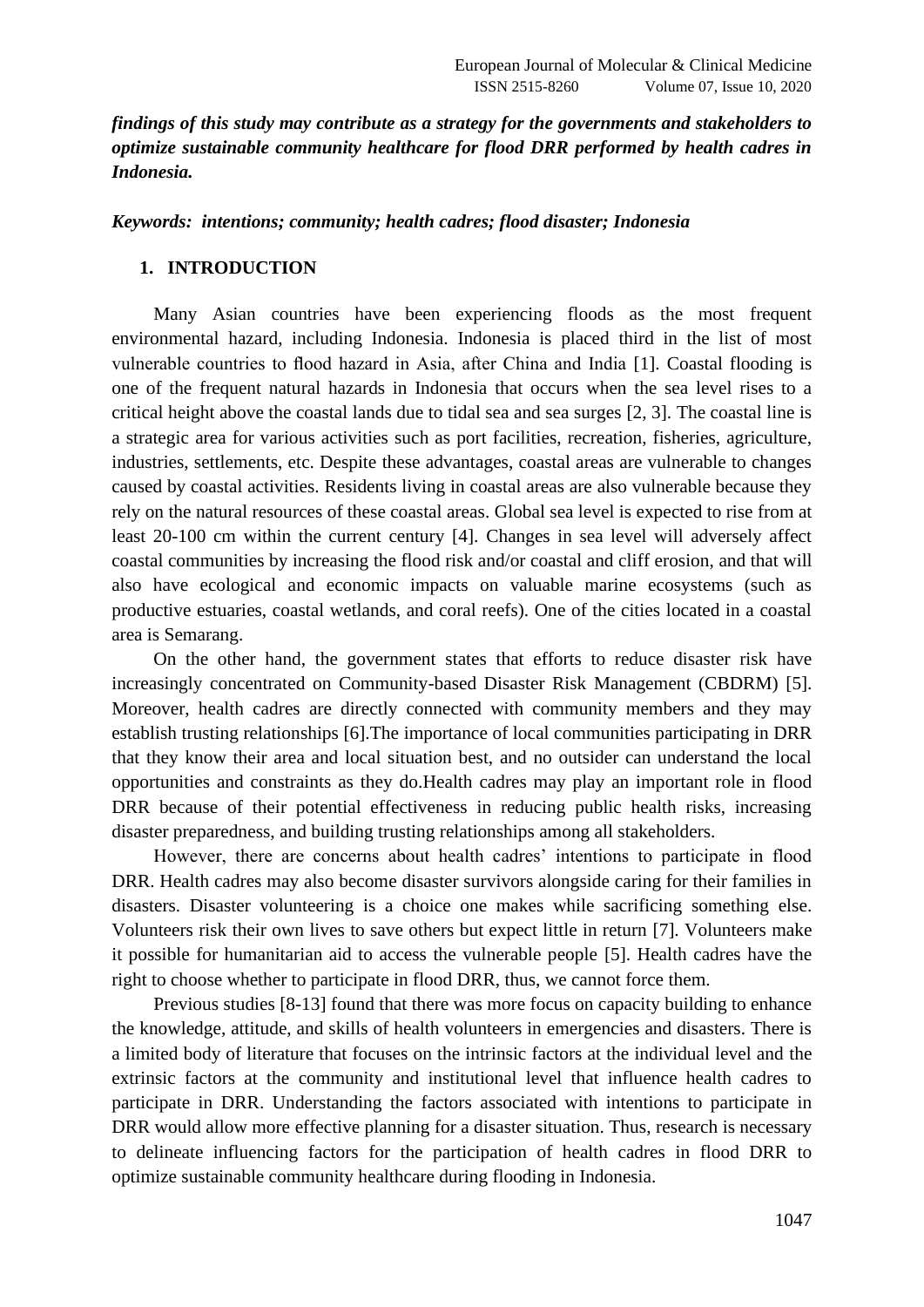***findings of this study may contribute as a strategy for the governments and stakeholders to optimize sustainable community healthcare for flood DRR performed by health cadres in Indonesia.***

***Keywords: intentions; community; health cadres; flood disaster; Indonesia***

## 1. INTRODUCTION

Many Asian countries have been experiencing floods as the most frequent environmental hazard, including Indonesia. Indonesia is placed third in the list of most vulnerable countries to flood hazard in Asia, after China and India [1]. Coastal flooding is one of the frequent natural hazards in Indonesia that occurs when the sea level rises to a critical height above the coastal lands due to tidal sea and sea surges [2, 3]. The coastal line is a strategic area for various activities such as port facilities, recreation, fisheries, agriculture, industries, settlements, etc. Despite these advantages, coastal areas are vulnerable to changes caused by coastal activities. Residents living in coastal areas are also vulnerable because they rely on the natural resources of these coastal areas. Global sea level is expected to rise from at least 20-100 cm within the current century [4]. Changes in sea level will adversely affect coastal communities by increasing the flood risk and/or coastal and cliff erosion, and that will also have ecological and economic impacts on valuable marine ecosystems (such as productive estuaries, coastal wetlands, and coral reefs). One of the cities located in a coastal area is Semarang.

On the other hand, the government states that efforts to reduce disaster risk have increasingly concentrated on Community-based Disaster Risk Management (CBDRM) [5]. Moreover, health cadres are directly connected with community members and they may establish trusting relationships [6].The importance of local communities participating in DRR that they know their area and local situation best, and no outsider can understand the local opportunities and constraints as they do.Health cadres may play an important role in flood DRR because of their potential effectiveness in reducing public health risks, increasing disaster preparedness, and building trusting relationships among all stakeholders.

However, there are concerns about health cadres' intentions to participate in flood DRR. Health cadres may also become disaster survivors alongside caring for their families in disasters. Disaster volunteering is a choice one makes while sacrificing something else. Volunteers risk their own lives to save others but expect little in return [7]. Volunteers make it possible for humanitarian aid to access the vulnerable people [5]. Health cadres have the right to choose whether to participate in flood DRR, thus, we cannot force them.

Previous studies [8-13] found that there was more focus on capacity building to enhance the knowledge, attitude, and skills of health volunteers in emergencies and disasters. There is a limited body of literature that focuses on the intrinsic factors at the individual level and the extrinsic factors at the community and institutional level that influence health cadres to participate in DRR. Understanding the factors associated with intentions to participate in DRR would allow more effective planning for a disaster situation. Thus, research is necessary to delineate influencing factors for the participation of health cadres in flood DRR to optimize sustainable community healthcare during flooding in Indonesia.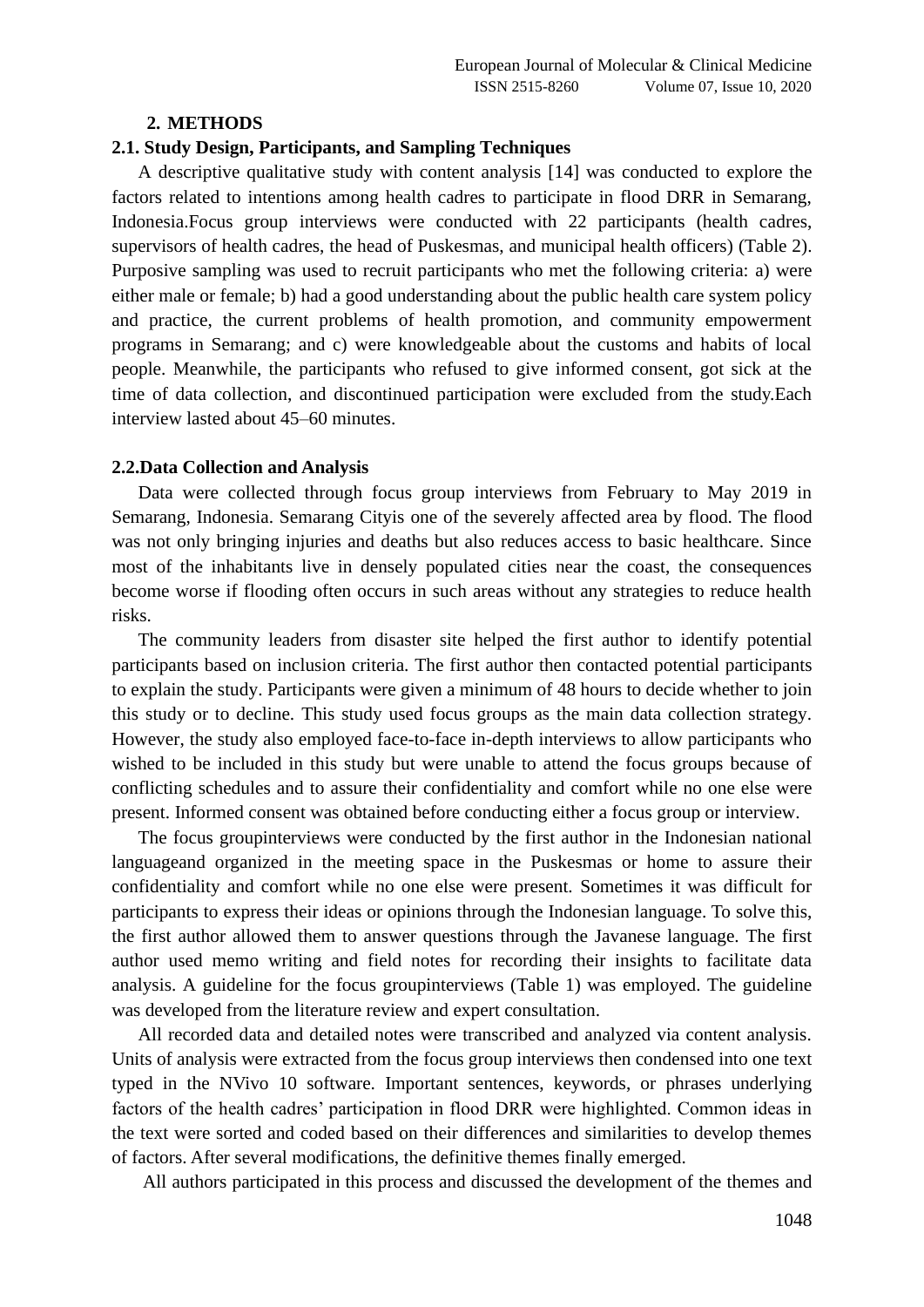## 2. METHODS

### 2.1. Study Design, Participants, and Sampling Techniques

A descriptive qualitative study with content analysis [14] was conducted to explore the factors related to intentions among health cadres to participate in flood DRR in Semarang, Indonesia.Focus group interviews were conducted with 22 participants (health cadres, supervisors of health cadres, the head of Puskesmas, and municipal health officers) (Table 2). Purposive sampling was used to recruit participants who met the following criteria: a) were either male or female; b) had a good understanding about the public health care system policy and practice, the current problems of health promotion, and community empowerment programs in Semarang; and c) were knowledgeable about the customs and habits of local people. Meanwhile, the participants who refused to give informed consent, got sick at the time of data collection, and discontinued participation were excluded from the study.Each interview lasted about 45–60 minutes.

### 2.2.Data Collection and Analysis

Data were collected through focus group interviews from February to May 2019 in Semarang, Indonesia. Semarang Cityis one of the severely affected area by flood. The flood was not only bringing injuries and deaths but also reduces access to basic healthcare. Since most of the inhabitants live in densely populated cities near the coast, the consequences become worse if flooding often occurs in such areas without any strategies to reduce health risks.

The community leaders from disaster site helped the first author to identify potential participants based on inclusion criteria. The first author then contacted potential participants to explain the study. Participants were given a minimum of 48 hours to decide whether to join this study or to decline. This study used focus groups as the main data collection strategy. However, the study also employed face-to-face in-depth interviews to allow participants who wished to be included in this study but were unable to attend the focus groups because of conflicting schedules and to assure their confidentiality and comfort while no one else were present. Informed consent was obtained before conducting either a focus group or interview.

The focus groupinterviews were conducted by the first author in the Indonesian national languageand organized in the meeting space in the Puskesmas or home to assure their confidentiality and comfort while no one else were present. Sometimes it was difficult for participants to express their ideas or opinions through the Indonesian language. To solve this, the first author allowed them to answer questions through the Javanese language. The first author used memo writing and field notes for recording their insights to facilitate data analysis. A guideline for the focus groupinterviews (Table 1) was employed. The guideline was developed from the literature review and expert consultation.

All recorded data and detailed notes were transcribed and analyzed via content analysis. Units of analysis were extracted from the focus group interviews then condensed into one text typed in the NVivo 10 software. Important sentences, keywords, or phrases underlying factors of the health cadres' participation in flood DRR were highlighted. Common ideas in the text were sorted and coded based on their differences and similarities to develop themes of factors. After several modifications, the definitive themes finally emerged.

All authors participated in this process and discussed the development of the themes and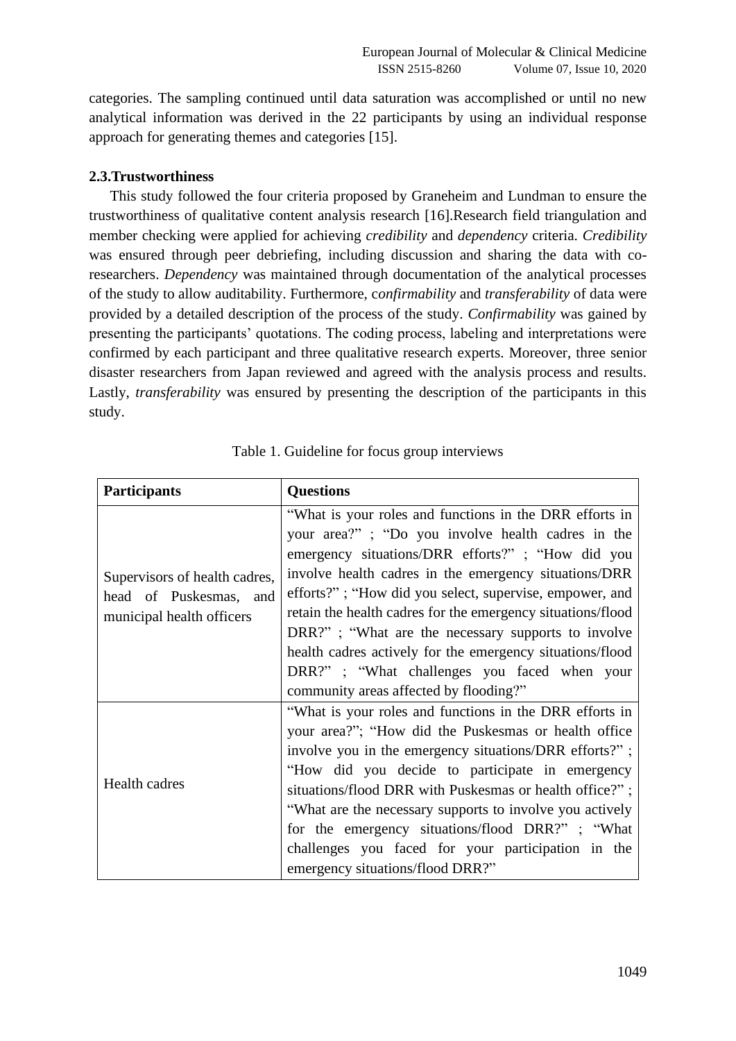categories. The sampling continued until data saturation was accomplished or until no new analytical information was derived in the 22 participants by using an individual response approach for generating themes and categories [15].

### 2.3.Trustworthiness

This study followed the four criteria proposed by Graneheim and Lundman to ensure the trustworthiness of qualitative content analysis research [16].Research field triangulation and member checking were applied for achieving *credibility* and *dependency* criteria. *Credibility* was ensured through peer debriefing, including discussion and sharing the data with co-researchers. *Dependency* was maintained through documentation of the analytical processes of the study to allow auditability. Furthermore, c*onfirmability* and *transferability* of data were provided by a detailed description of the process of the study. *Confirmability* was gained by presenting the participants' quotations. The coding process, labeling and interpretations were confirmed by each participant and three qualitative research experts. Moreover, three senior disaster researchers from Japan reviewed and agreed with the analysis process and results. Lastly, *transferability* was ensured by presenting the description of the participants in this study.

Table 1. Guideline for focus group interviews

| **Participants** | **Questions** |
|---|---|
| Supervisors of health cadres, head of Puskesmas, and municipal health officers | "What is your roles and functions in the DRR efforts in your area?" ; "Do you involve health cadres in the emergency situations/DRR efforts?" ; "How did you involve health cadres in the emergency situations/DRR efforts?" ; "How did you select, supervise, empower, and retain the health cadres for the emergency situations/flood DRR?" ; "What are the necessary supports to involve health cadres actively for the emergency situations/flood DRR?" ; "What challenges you faced when your community areas affected by flooding?" |
| Health cadres | "What is your roles and functions in the DRR efforts in your area?"; "How did the Puskesmas or health office involve you in the emergency situations/DRR efforts?" ; "How did you decide to participate in emergency situations/flood DRR with Puskesmas or health office?" ; "What are the necessary supports to involve you actively for the emergency situations/flood DRR?" ; "What challenges you faced for your participation in the emergency situations/flood DRR?" |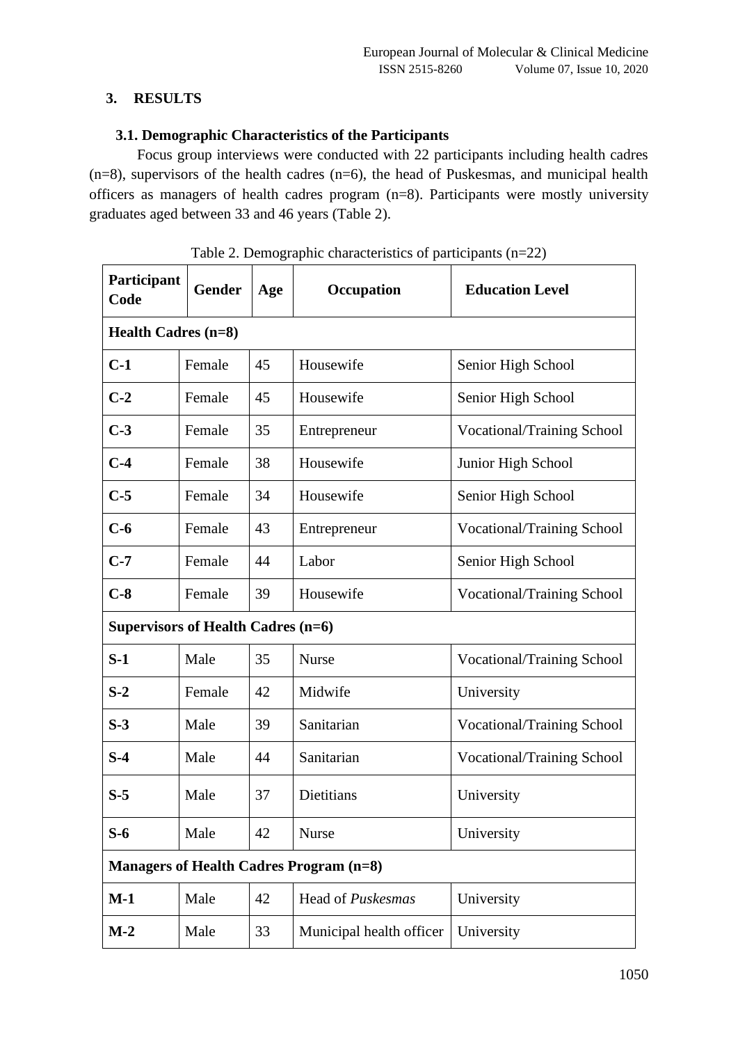## 3. RESULTS

### 3.1. Demographic Characteristics of the Participants

Focus group interviews were conducted with 22 participants including health cadres (n=8), supervisors of the health cadres (n=6), the head of Puskesmas, and municipal health officers as managers of health cadres program (n=8). Participants were mostly university graduates aged between 33 and 46 years (Table 2).

Table 2. Demographic characteristics of participants (n=22)

| Participant Code | Gender | Age | Occupation | Education Level |
|---|---|---|---|---|
| **Health Cadres (n=8)** | | | | |
| **C-1** | Female | 45 | Housewife | Senior High School |
| **C-2** | Female | 45 | Housewife | Senior High School |
| **C-3** | Female | 35 | Entrepreneur | Vocational/Training School |
| **C-4** | Female | 38 | Housewife | Junior High School |
| **C-5** | Female | 34 | Housewife | Senior High School |
| **C-6** | Female | 43 | Entrepreneur | Vocational/Training School |
| **C-7** | Female | 44 | Labor | Senior High School |
| **C-8** | Female | 39 | Housewife | Vocational/Training School |
| **Supervisors of Health Cadres (n=6)** | | | | |
| **S-1** | Male | 35 | Nurse | Vocational/Training School |
| **S-2** | Female | 42 | Midwife | University |
| **S-3** | Male | 39 | Sanitarian | Vocational/Training School |
| **S-4** | Male | 44 | Sanitarian | Vocational/Training School |
| **S-5** | Male | 37 | Dietitians | University |
| **S-6** | Male | 42 | Nurse | University |
| **Managers of Health Cadres Program (n=8)** | | | | |
| **M-1** | Male | 42 | Head of *Puskesmas* | University |
| **M-2** | Male | 33 | Municipal health officer | University |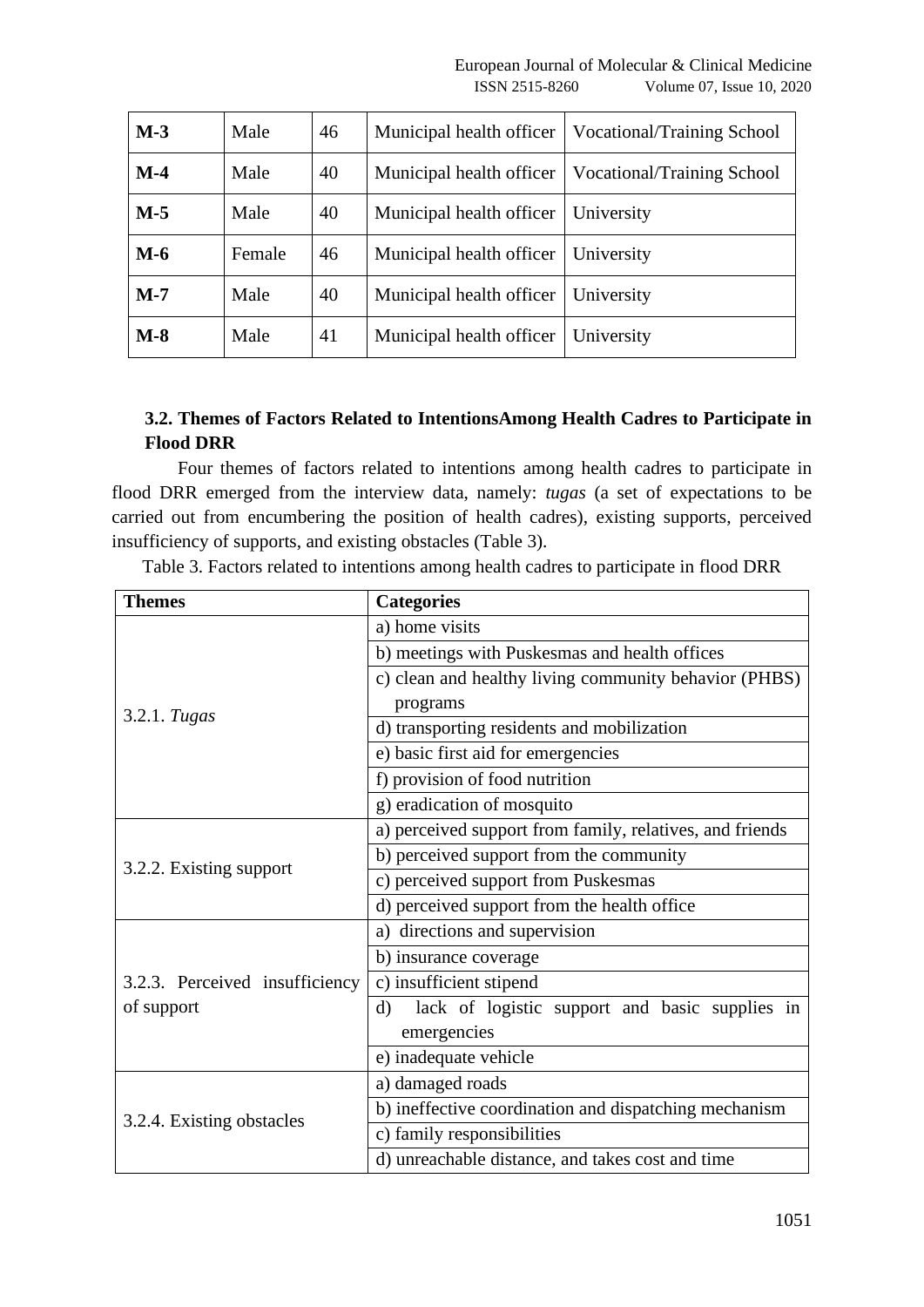| **M-3** | Male | 46 | Municipal health officer | Vocational/Training School |
|---|---|---|---|---|
| **M-4** | Male | 40 | Municipal health officer | Vocational/Training School |
| **M-5** | Male | 40 | Municipal health officer | University |
| **M-6** | Female | 46 | Municipal health officer | University |
| **M-7** | Male | 40 | Municipal health officer | University |
| **M-8** | Male | 41 | Municipal health officer | University |

### 3.2. Themes of Factors Related to IntentionsAmong Health Cadres to Participate in Flood DRR

Four themes of factors related to intentions among health cadres to participate in flood DRR emerged from the interview data, namely: *tugas* (a set of expectations to be carried out from encumbering the position of health cadres), existing supports, perceived insufficiency of supports, and existing obstacles (Table 3).

Table 3. Factors related to intentions among health cadres to participate in flood DRR

| **Themes** | **Categories** |
|---|---|
| 3.2.1. *Tugas* | a) home visits |
| | b) meetings with Puskesmas and health offices |
| | c) clean and healthy living community behavior (PHBS) programs |
| | d) transporting residents and mobilization |
| | e) basic first aid for emergencies |
| | f) provision of food nutrition |
| | g) eradication of mosquito |
| 3.2.2. Existing support | a) perceived support from family, relatives, and friends |
| | b) perceived support from the community |
| | c) perceived support from Puskesmas |
| | d) perceived support from the health office |
| 3.2.3. Perceived insufficiency of support | a) directions and supervision |
| | b) insurance coverage |
| | c) insufficient stipend |
| | d) lack of logistic support and basic supplies in emergencies |
| | e) inadequate vehicle |
| 3.2.4. Existing obstacles | a) damaged roads |
| | b) ineffective coordination and dispatching mechanism |
| | c) family responsibilities |
| | d) unreachable distance, and takes cost and time |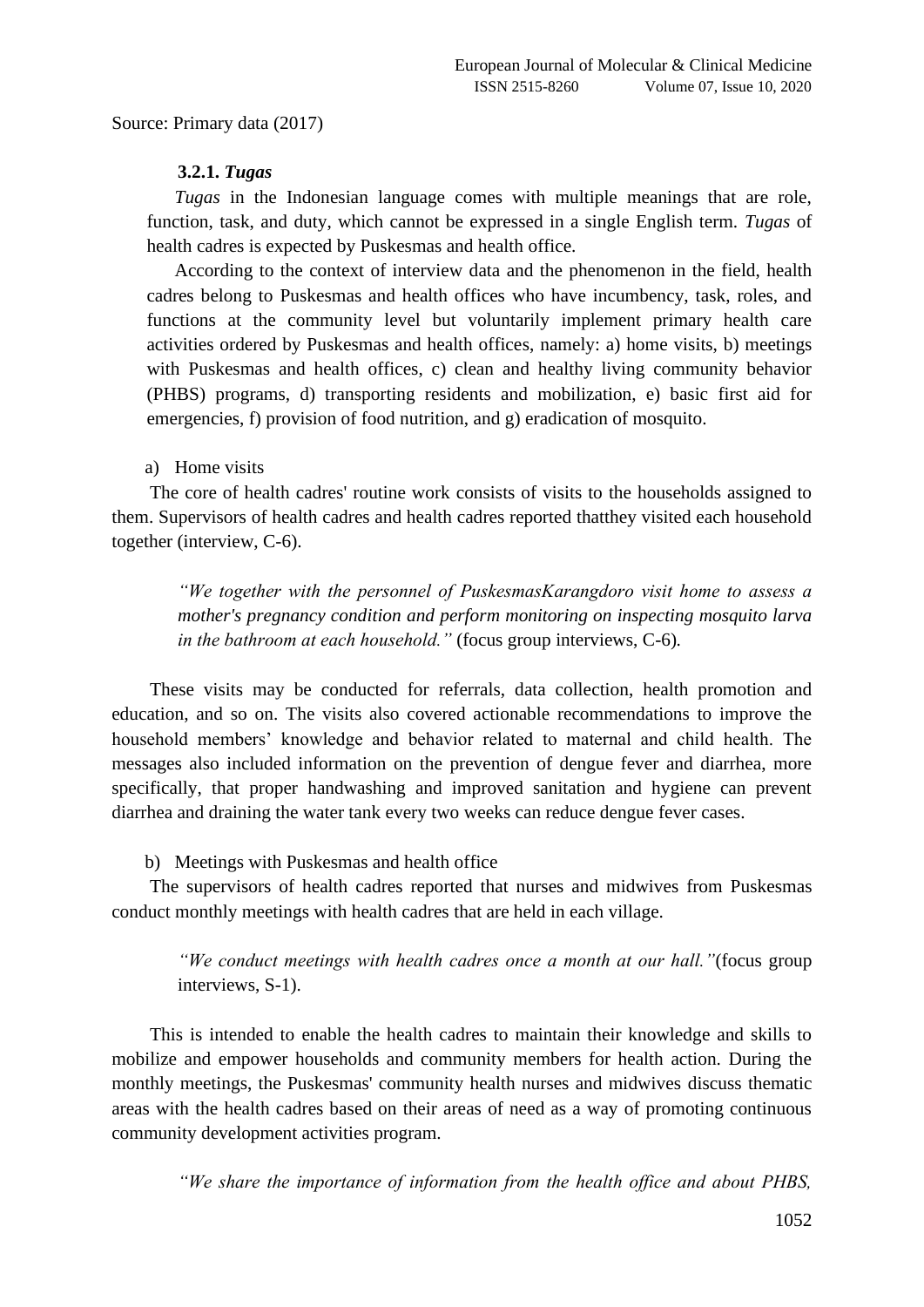Source: Primary data (2017)

### 3.2.1. *Tugas*

*Tugas* in the Indonesian language comes with multiple meanings that are role, function, task, and duty, which cannot be expressed in a single English term. *Tugas* of health cadres is expected by Puskesmas and health office.

According to the context of interview data and the phenomenon in the field, health cadres belong to Puskesmas and health offices who have incumbency, task, roles, and functions at the community level but voluntarily implement primary health care activities ordered by Puskesmas and health offices, namely: a) home visits, b) meetings with Puskesmas and health offices, c) clean and healthy living community behavior (PHBS) programs, d) transporting residents and mobilization, e) basic first aid for emergencies, f) provision of food nutrition, and g) eradication of mosquito.

a) Home visits

The core of health cadres' routine work consists of visits to the households assigned to them. Supervisors of health cadres and health cadres reported thatthey visited each household together (interview, C-6).

> *"We together with the personnel of PuskesmasKarangdoro visit home to assess a mother's pregnancy condition and perform monitoring on inspecting mosquito larva in the bathroom at each household."* (focus group interviews, C-6).

These visits may be conducted for referrals, data collection, health promotion and education, and so on. The visits also covered actionable recommendations to improve the household members' knowledge and behavior related to maternal and child health. The messages also included information on the prevention of dengue fever and diarrhea, more specifically, that proper handwashing and improved sanitation and hygiene can prevent diarrhea and draining the water tank every two weeks can reduce dengue fever cases.

b) Meetings with Puskesmas and health office

The supervisors of health cadres reported that nurses and midwives from Puskesmas conduct monthly meetings with health cadres that are held in each village.

> *"We conduct meetings with health cadres once a month at our hall."*(focus group interviews, S-1).

This is intended to enable the health cadres to maintain their knowledge and skills to mobilize and empower households and community members for health action. During the monthly meetings, the Puskesmas' community health nurses and midwives discuss thematic areas with the health cadres based on their areas of need as a way of promoting continuous community development activities program.

> *"We share the importance of information from the health office and about PHBS,*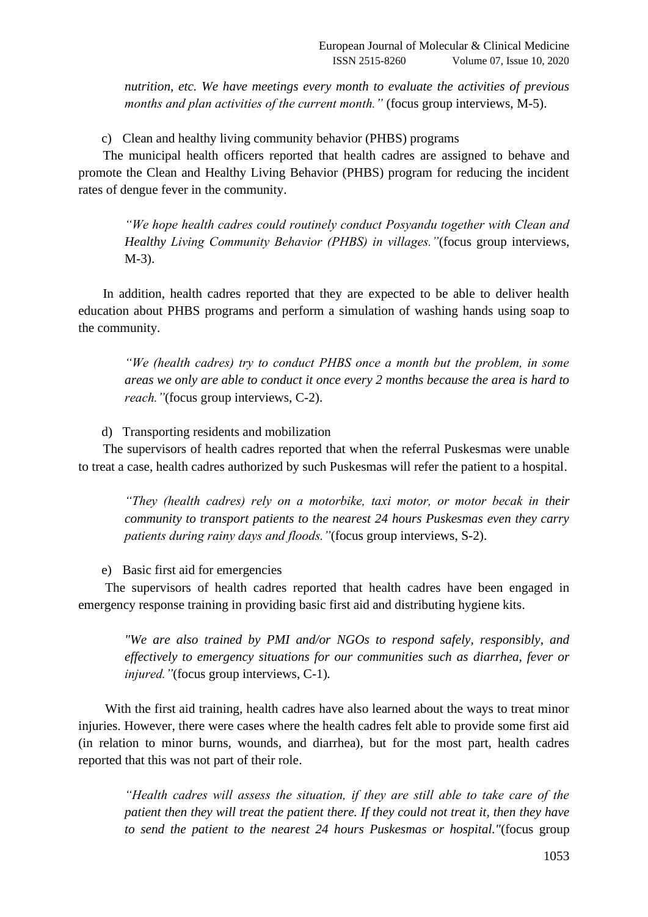*nutrition, etc. We have meetings every month to evaluate the activities of previous months and plan activities of the current month."* (focus group interviews, M-5).

c) Clean and healthy living community behavior (PHBS) programs

The municipal health officers reported that health cadres are assigned to behave and promote the Clean and Healthy Living Behavior (PHBS) program for reducing the incident rates of dengue fever in the community.

> *"We hope health cadres could routinely conduct Posyandu together with Clean and Healthy Living Community Behavior (PHBS) in villages."*(focus group interviews, M-3).

In addition, health cadres reported that they are expected to be able to deliver health education about PHBS programs and perform a simulation of washing hands using soap to the community.

> *"We (health cadres) try to conduct PHBS once a month but the problem, in some areas we only are able to conduct it once every 2 months because the area is hard to reach."*(focus group interviews, C-2).

d) Transporting residents and mobilization

The supervisors of health cadres reported that when the referral Puskesmas were unable to treat a case, health cadres authorized by such Puskesmas will refer the patient to a hospital.

> *"They (health cadres) rely on a motorbike, taxi motor, or motor becak in their community to transport patients to the nearest 24 hours Puskesmas even they carry patients during rainy days and floods."*(focus group interviews, S-2).

e) Basic first aid for emergencies

The supervisors of health cadres reported that health cadres have been engaged in emergency response training in providing basic first aid and distributing hygiene kits.

> *"We are also trained by PMI and/or NGOs to respond safely, responsibly, and effectively to emergency situations for our communities such as diarrhea, fever or injured."*(focus group interviews, C-1).

With the first aid training, health cadres have also learned about the ways to treat minor injuries. However, there were cases where the health cadres felt able to provide some first aid (in relation to minor burns, wounds, and diarrhea), but for the most part, health cadres reported that this was not part of their role.

> *"Health cadres will assess the situation, if they are still able to take care of the patient then they will treat the patient there. If they could not treat it, then they have to send the patient to the nearest 24 hours Puskesmas or hospital."*(focus group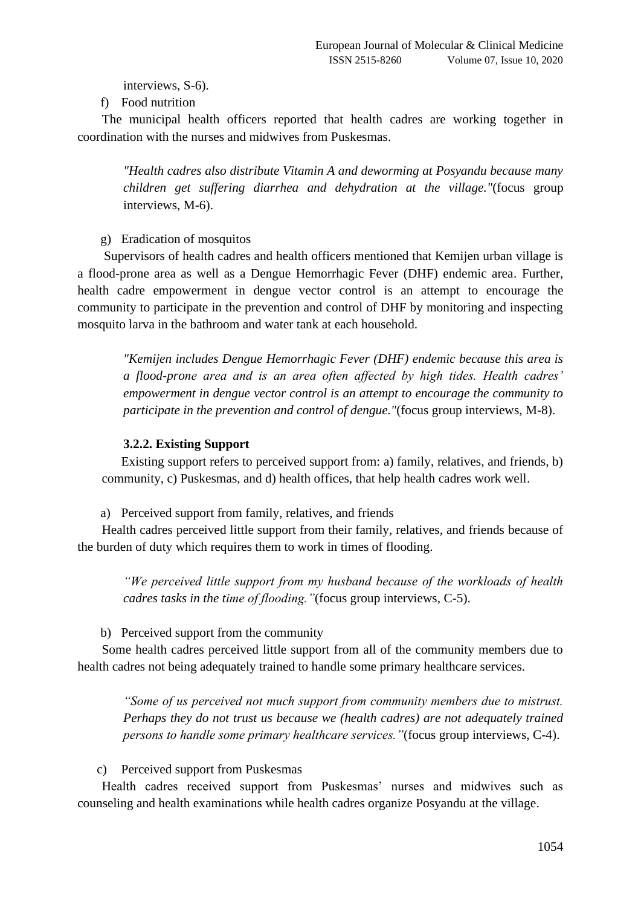interviews, S-6).

f) Food nutrition

The municipal health officers reported that health cadres are working together in coordination with the nurses and midwives from Puskesmas.

> *"Health cadres also distribute Vitamin A and deworming at Posyandu because many children get suffering diarrhea and dehydration at the village."*(focus group interviews, M-6).

g) Eradication of mosquitos

Supervisors of health cadres and health officers mentioned that Kemijen urban village is a flood-prone area as well as a Dengue Hemorrhagic Fever (DHF) endemic area. Further, health cadre empowerment in dengue vector control is an attempt to encourage the community to participate in the prevention and control of DHF by monitoring and inspecting mosquito larva in the bathroom and water tank at each household.

> *"Kemijen includes Dengue Hemorrhagic Fever (DHF) endemic because this area is a flood-prone area and is an area often affected by high tides. Health cadres' empowerment in dengue vector control is an attempt to encourage the community to participate in the prevention and control of dengue."*(focus group interviews, M-8).

#### 3.2.2. Existing Support

Existing support refers to perceived support from: a) family, relatives, and friends, b) community, c) Puskesmas, and d) health offices, that help health cadres work well.

a) Perceived support from family, relatives, and friends

Health cadres perceived little support from their family, relatives, and friends because of the burden of duty which requires them to work in times of flooding.

> *"We perceived little support from my husband because of the workloads of health cadres tasks in the time of flooding."*(focus group interviews, C-5).

b) Perceived support from the community

Some health cadres perceived little support from all of the community members due to health cadres not being adequately trained to handle some primary healthcare services.

> *"Some of us perceived not much support from community members due to mistrust. Perhaps they do not trust us because we (health cadres) are not adequately trained persons to handle some primary healthcare services."*(focus group interviews, C-4).

c) Perceived support from Puskesmas

Health cadres received support from Puskesmas' nurses and midwives such as counseling and health examinations while health cadres organize Posyandu at the village.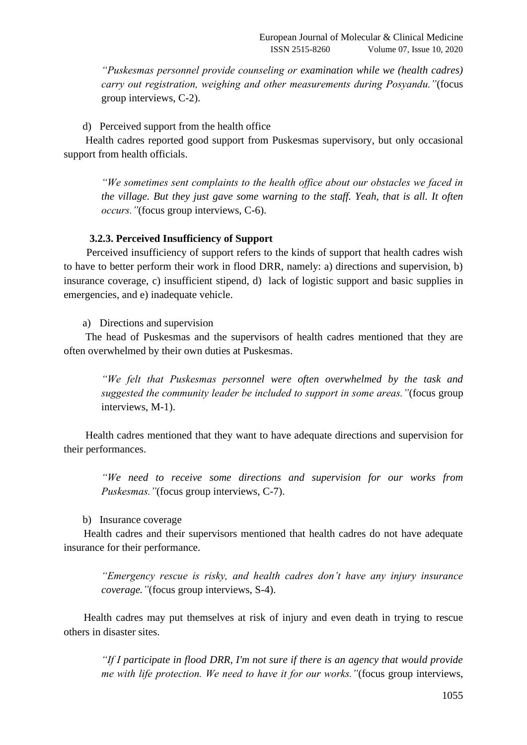*"Puskesmas personnel provide counseling or examination while we (health cadres) carry out registration, weighing and other measurements during Posyandu."*(focus group interviews, C-2).

d) Perceived support from the health office

Health cadres reported good support from Puskesmas supervisory, but only occasional support from health officials.

*"We sometimes sent complaints to the health office about our obstacles we faced in the village. But they just gave some warning to the staff. Yeah, that is all. It often occurs."*(focus group interviews, C-6).

#### 3.2.3. Perceived Insufficiency of Support

Perceived insufficiency of support refers to the kinds of support that health cadres wish to have to better perform their work in flood DRR, namely: a) directions and supervision, b) insurance coverage, c) insufficient stipend, d) lack of logistic support and basic supplies in emergencies, and e) inadequate vehicle.

a) Directions and supervision

The head of Puskesmas and the supervisors of health cadres mentioned that they are often overwhelmed by their own duties at Puskesmas.

*"We felt that Puskesmas personnel were often overwhelmed by the task and suggested the community leader be included to support in some areas."*(focus group interviews, M-1).

Health cadres mentioned that they want to have adequate directions and supervision for their performances.

*"We need to receive some directions and supervision for our works from Puskesmas."*(focus group interviews, C-7).

b) Insurance coverage

Health cadres and their supervisors mentioned that health cadres do not have adequate insurance for their performance.

*"Emergency rescue is risky, and health cadres don't have any injury insurance coverage."*(focus group interviews, S-4).

Health cadres may put themselves at risk of injury and even death in trying to rescue others in disaster sites.

*"If I participate in flood DRR, I'm not sure if there is an agency that would provide me with life protection. We need to have it for our works."*(focus group interviews,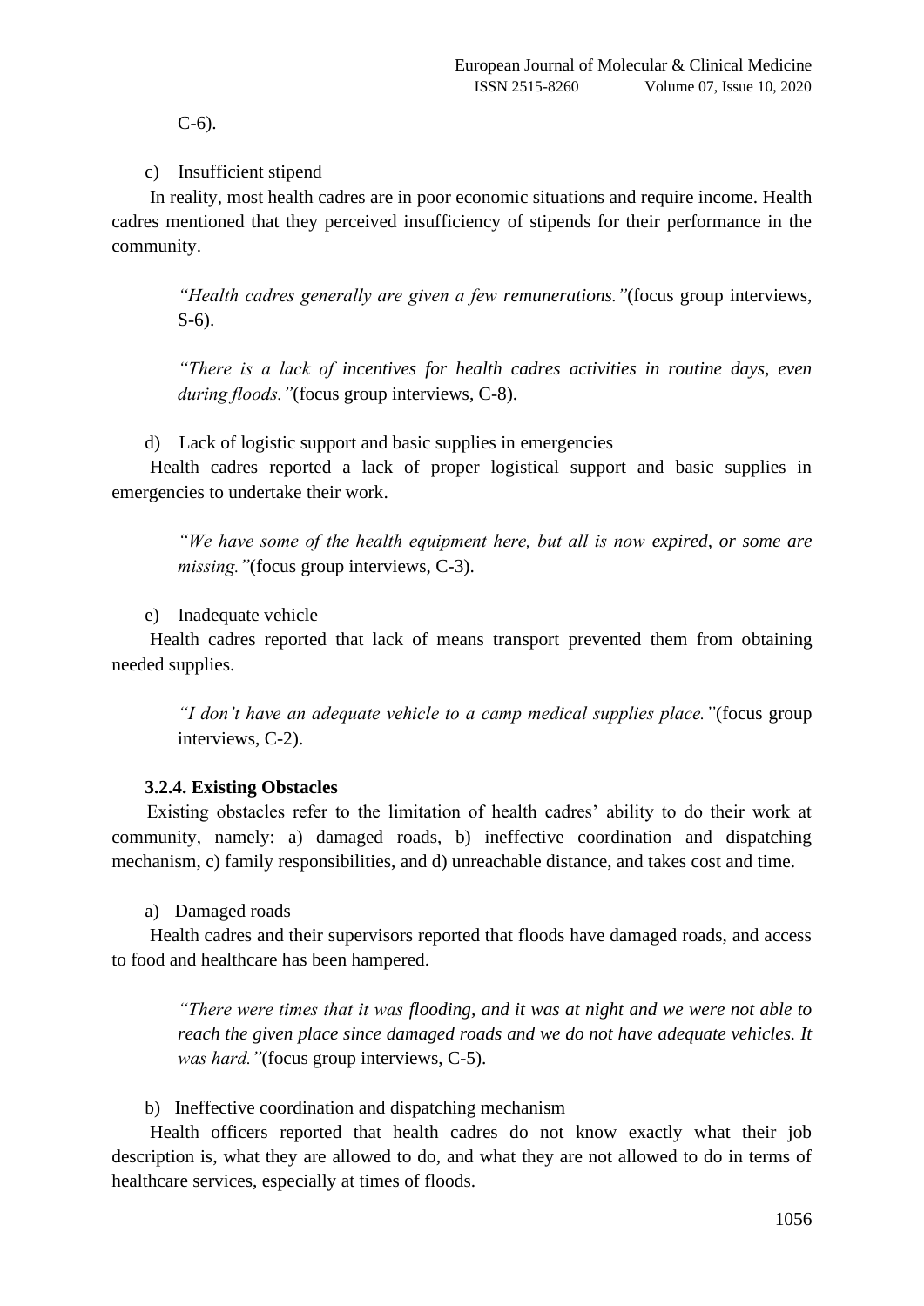C-6).

c) Insufficient stipend

In reality, most health cadres are in poor economic situations and require income. Health cadres mentioned that they perceived insufficiency of stipends for their performance in the community.

> *"Health cadres generally are given a few remunerations."*(focus group interviews, S-6).

> *"There is a lack of incentives for health cadres activities in routine days, even during floods."*(focus group interviews, C-8).

d) Lack of logistic support and basic supplies in emergencies

Health cadres reported a lack of proper logistical support and basic supplies in emergencies to undertake their work.

> *"We have some of the health equipment here, but all is now expired, or some are missing."*(focus group interviews, C-3).

e) Inadequate vehicle

Health cadres reported that lack of means transport prevented them from obtaining needed supplies.

> *"I don't have an adequate vehicle to a camp medical supplies place."*(focus group interviews, C-2).

### 3.2.4. Existing Obstacles

Existing obstacles refer to the limitation of health cadres' ability to do their work at community, namely: a) damaged roads, b) ineffective coordination and dispatching mechanism, c) family responsibilities, and d) unreachable distance, and takes cost and time.

a) Damaged roads

Health cadres and their supervisors reported that floods have damaged roads, and access to food and healthcare has been hampered.

> *"There were times that it was flooding, and it was at night and we were not able to reach the given place since damaged roads and we do not have adequate vehicles. It was hard."*(focus group interviews, C-5).

b) Ineffective coordination and dispatching mechanism

Health officers reported that health cadres do not know exactly what their job description is, what they are allowed to do, and what they are not allowed to do in terms of healthcare services, especially at times of floods.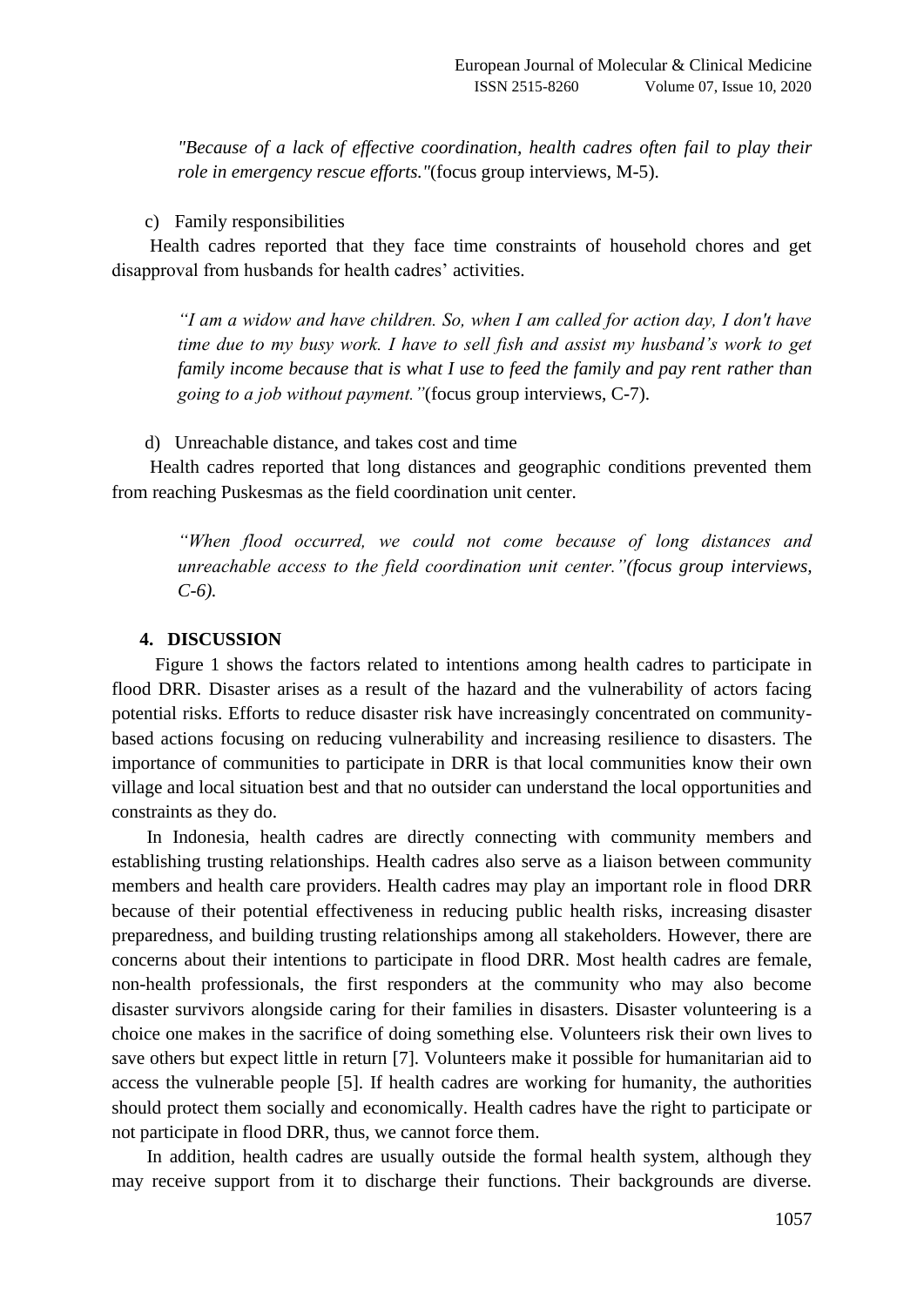*"Because of a lack of effective coordination, health cadres often fail to play their role in emergency rescue efforts."*(focus group interviews, M-5).

c) Family responsibilities

Health cadres reported that they face time constraints of household chores and get disapproval from husbands for health cadres' activities.

> *"I am a widow and have children. So, when I am called for action day, I don't have time due to my busy work. I have to sell fish and assist my husband's work to get family income because that is what I use to feed the family and pay rent rather than going to a job without payment."*(focus group interviews, C-7).

d) Unreachable distance, and takes cost and time

Health cadres reported that long distances and geographic conditions prevented them from reaching Puskesmas as the field coordination unit center.

> *"When flood occurred, we could not come because of long distances and unreachable access to the field coordination unit center."(focus group interviews, C-6).*

## 4. DISCUSSION

Figure 1 shows the factors related to intentions among health cadres to participate in flood DRR. Disaster arises as a result of the hazard and the vulnerability of actors facing potential risks. Efforts to reduce disaster risk have increasingly concentrated on community-based actions focusing on reducing vulnerability and increasing resilience to disasters. The importance of communities to participate in DRR is that local communities know their own village and local situation best and that no outsider can understand the local opportunities and constraints as they do.

In Indonesia, health cadres are directly connecting with community members and establishing trusting relationships. Health cadres also serve as a liaison between community members and health care providers. Health cadres may play an important role in flood DRR because of their potential effectiveness in reducing public health risks, increasing disaster preparedness, and building trusting relationships among all stakeholders. However, there are concerns about their intentions to participate in flood DRR. Most health cadres are female, non-health professionals, the first responders at the community who may also become disaster survivors alongside caring for their families in disasters. Disaster volunteering is a choice one makes in the sacrifice of doing something else. Volunteers risk their own lives to save others but expect little in return [7]. Volunteers make it possible for humanitarian aid to access the vulnerable people [5]. If health cadres are working for humanity, the authorities should protect them socially and economically. Health cadres have the right to participate or not participate in flood DRR, thus, we cannot force them.

In addition, health cadres are usually outside the formal health system, although they may receive support from it to discharge their functions. Their backgrounds are diverse.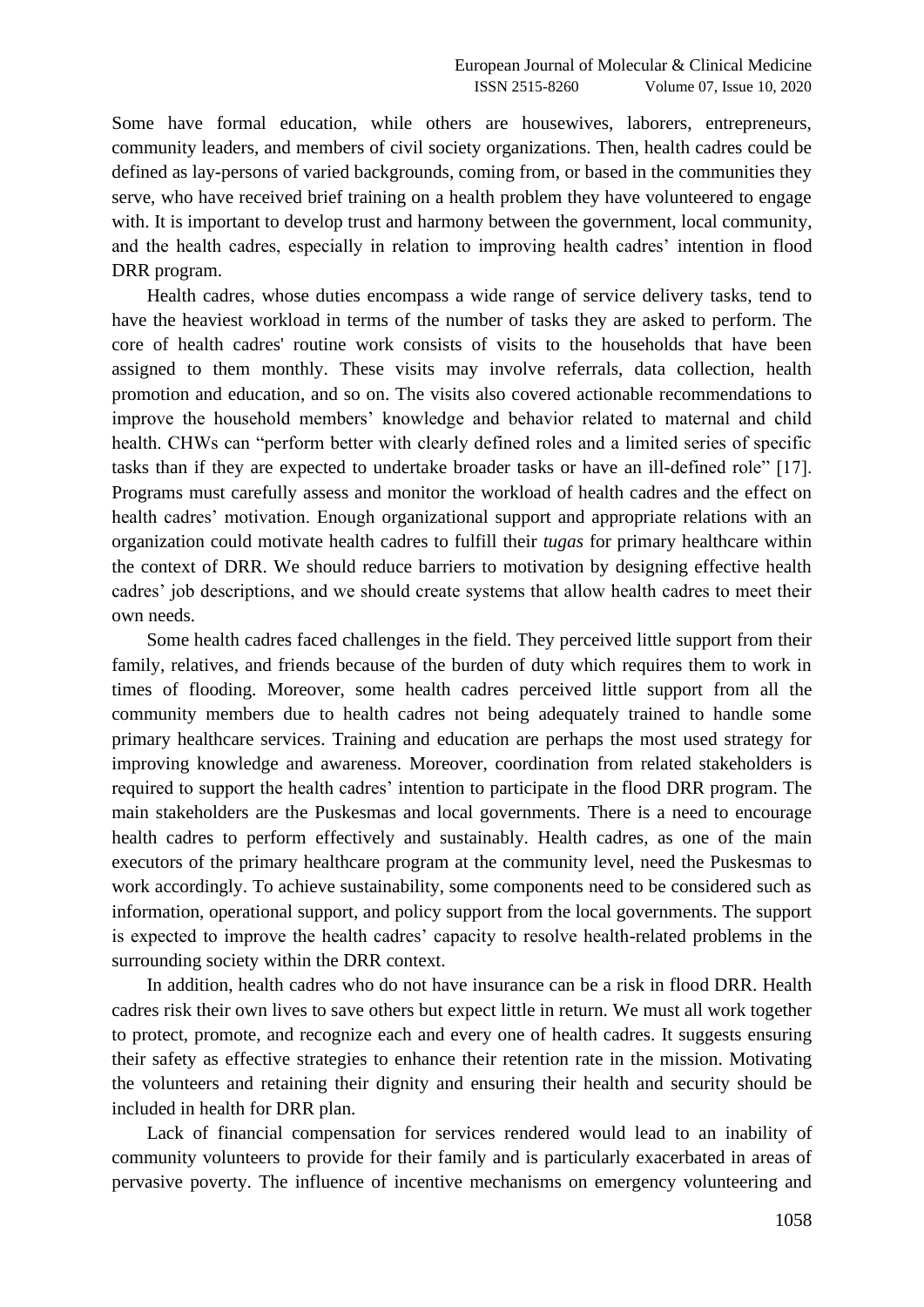Some have formal education, while others are housewives, laborers, entrepreneurs, community leaders, and members of civil society organizations. Then, health cadres could be defined as lay-persons of varied backgrounds, coming from, or based in the communities they serve, who have received brief training on a health problem they have volunteered to engage with. It is important to develop trust and harmony between the government, local community, and the health cadres, especially in relation to improving health cadres' intention in flood DRR program.

Health cadres, whose duties encompass a wide range of service delivery tasks, tend to have the heaviest workload in terms of the number of tasks they are asked to perform. The core of health cadres' routine work consists of visits to the households that have been assigned to them monthly. These visits may involve referrals, data collection, health promotion and education, and so on. The visits also covered actionable recommendations to improve the household members' knowledge and behavior related to maternal and child health. CHWs can "perform better with clearly defined roles and a limited series of specific tasks than if they are expected to undertake broader tasks or have an ill-defined role" [17]. Programs must carefully assess and monitor the workload of health cadres and the effect on health cadres' motivation. Enough organizational support and appropriate relations with an organization could motivate health cadres to fulfill their *tugas* for primary healthcare within the context of DRR. We should reduce barriers to motivation by designing effective health cadres' job descriptions, and we should create systems that allow health cadres to meet their own needs.

Some health cadres faced challenges in the field. They perceived little support from their family, relatives, and friends because of the burden of duty which requires them to work in times of flooding. Moreover, some health cadres perceived little support from all the community members due to health cadres not being adequately trained to handle some primary healthcare services. Training and education are perhaps the most used strategy for improving knowledge and awareness. Moreover, coordination from related stakeholders is required to support the health cadres' intention to participate in the flood DRR program. The main stakeholders are the Puskesmas and local governments. There is a need to encourage health cadres to perform effectively and sustainably. Health cadres, as one of the main executors of the primary healthcare program at the community level, need the Puskesmas to work accordingly. To achieve sustainability, some components need to be considered such as information, operational support, and policy support from the local governments. The support is expected to improve the health cadres' capacity to resolve health-related problems in the surrounding society within the DRR context.

In addition, health cadres who do not have insurance can be a risk in flood DRR. Health cadres risk their own lives to save others but expect little in return. We must all work together to protect, promote, and recognize each and every one of health cadres. It suggests ensuring their safety as effective strategies to enhance their retention rate in the mission. Motivating the volunteers and retaining their dignity and ensuring their health and security should be included in health for DRR plan.

Lack of financial compensation for services rendered would lead to an inability of community volunteers to provide for their family and is particularly exacerbated in areas of pervasive poverty. The influence of incentive mechanisms on emergency volunteering and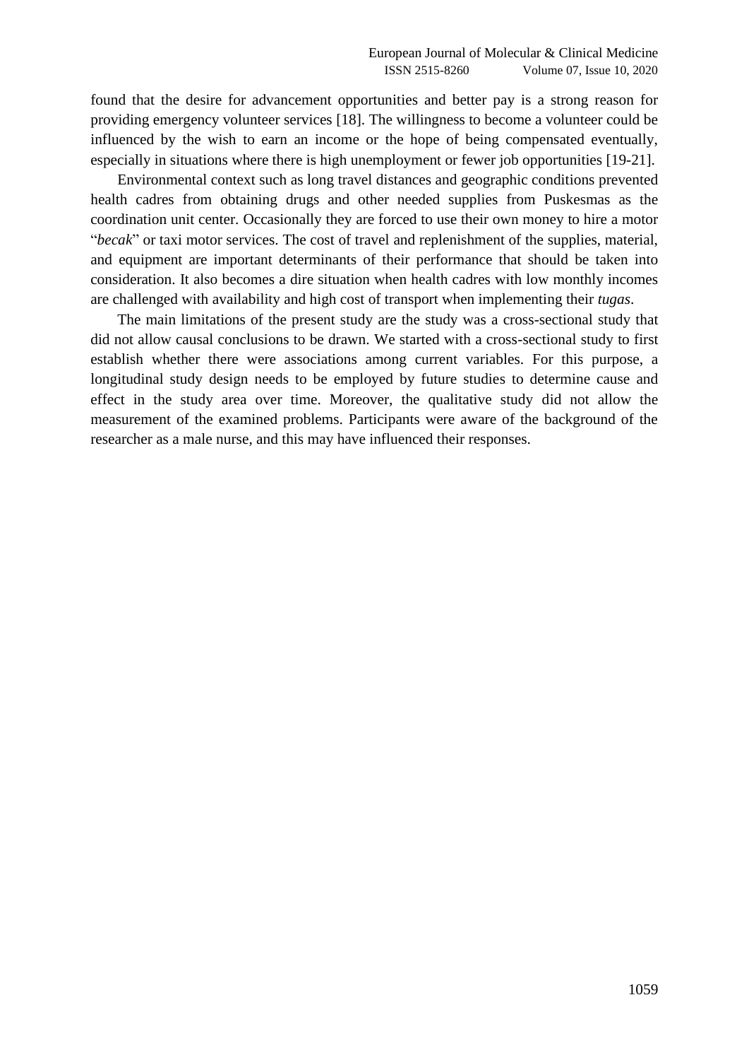found that the desire for advancement opportunities and better pay is a strong reason for providing emergency volunteer services [18]. The willingness to become a volunteer could be influenced by the wish to earn an income or the hope of being compensated eventually, especially in situations where there is high unemployment or fewer job opportunities [19-21].

Environmental context such as long travel distances and geographic conditions prevented health cadres from obtaining drugs and other needed supplies from Puskesmas as the coordination unit center. Occasionally they are forced to use their own money to hire a motor "*becak*" or taxi motor services. The cost of travel and replenishment of the supplies, material, and equipment are important determinants of their performance that should be taken into consideration. It also becomes a dire situation when health cadres with low monthly incomes are challenged with availability and high cost of transport when implementing their *tugas*.

The main limitations of the present study are the study was a cross-sectional study that did not allow causal conclusions to be drawn. We started with a cross-sectional study to first establish whether there were associations among current variables. For this purpose, a longitudinal study design needs to be employed by future studies to determine cause and effect in the study area over time. Moreover, the qualitative study did not allow the measurement of the examined problems. Participants were aware of the background of the researcher as a male nurse, and this may have influenced their responses.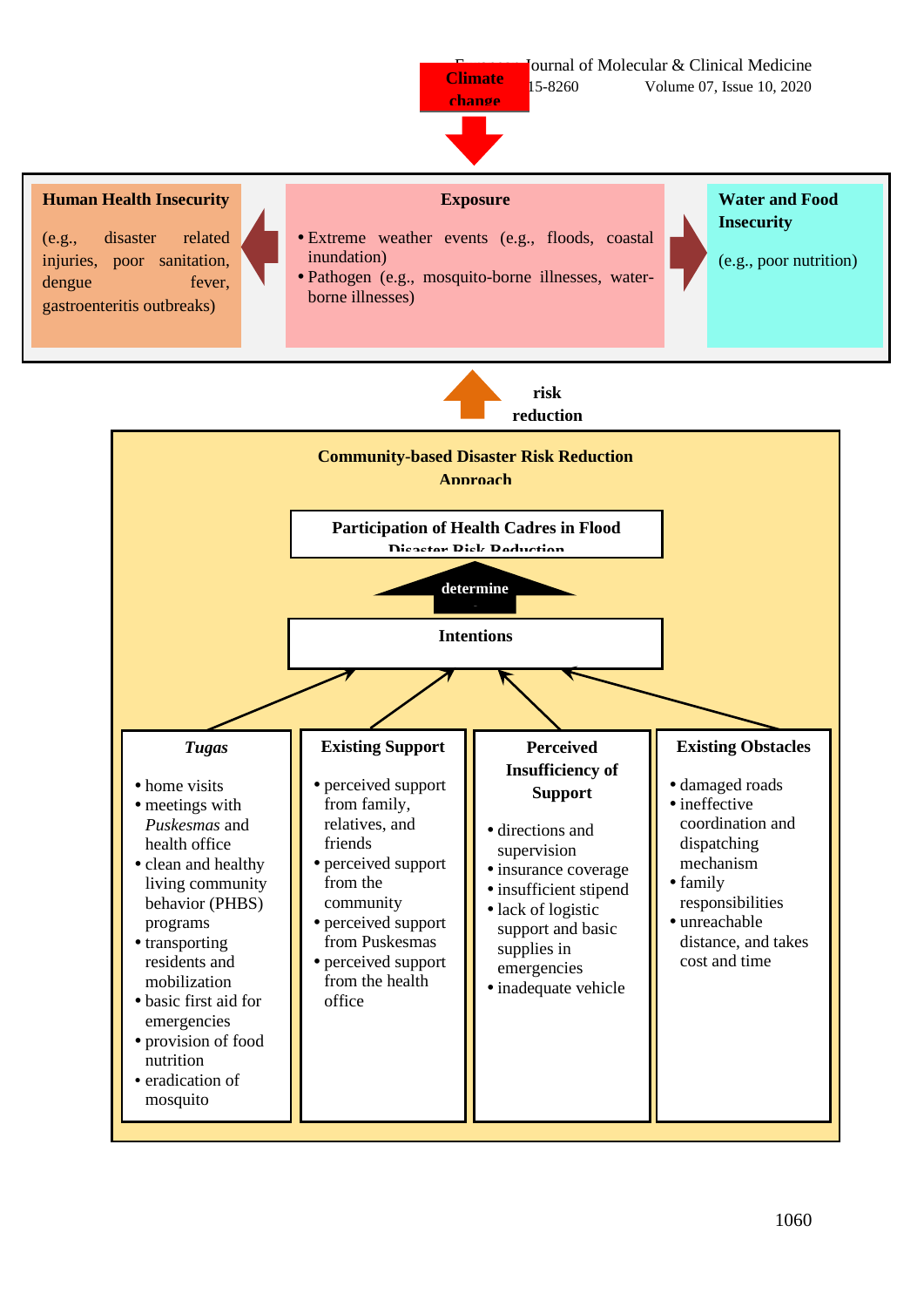Climate change

**Human Health Insecurity**

(e.g., disaster related injuries, poor sanitation, dengue fever, gastroenteritis outbreaks)

**Exposure**

- Extreme weather events (e.g., floods, coastal inundation)
- Pathogen (e.g., mosquito-borne illnesses, water-borne illnesses)

**Water and Food Insecurity**

(e.g., poor nutrition)

**risk reduction**

**Community-based Disaster Risk Reduction Approach**

**Participation of Health Cadres in Flood Disaster Risk Reduction**

**determine**

**Intentions**

***Tugas***

- home visits
- meetings with *Puskesmas* and health office
- clean and healthy living community behavior (PHBS) programs
- transporting residents and mobilization
- basic first aid for emergencies
- provision of food nutrition
- eradication of mosquito

**Existing Support**

- perceived support from family, relatives, and friends
- perceived support from the community
- perceived support from Puskesmas
- perceived support from the health office

**Perceived Insufficiency of Support**

- directions and supervision
- insurance coverage
- insufficient stipend
- lack of logistic support and basic supplies in emergencies
- inadequate vehicle

**Existing Obstacles**

- damaged roads
- ineffective coordination and dispatching mechanism
- family responsibilities
- unreachable distance, and takes cost and time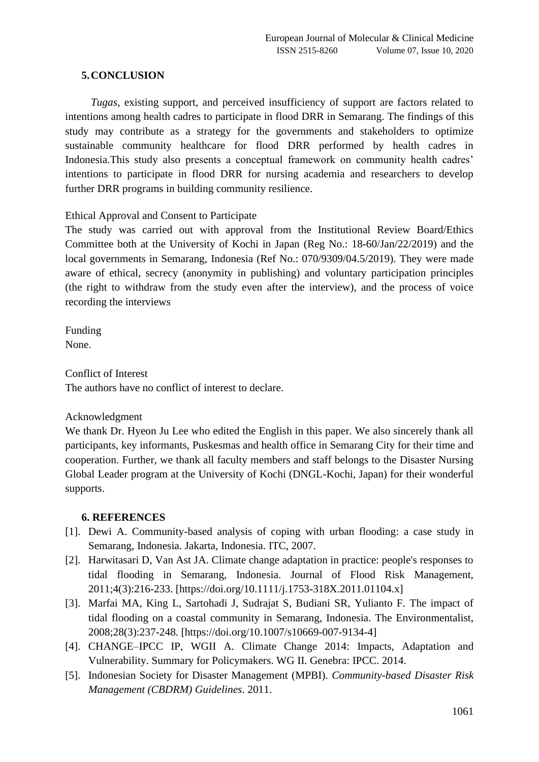## 5. CONCLUSION

*Tugas*, existing support, and perceived insufficiency of support are factors related to intentions among health cadres to participate in flood DRR in Semarang. The findings of this study may contribute as a strategy for the governments and stakeholders to optimize sustainable community healthcare for flood DRR performed by health cadres in Indonesia.This study also presents a conceptual framework on community health cadres' intentions to participate in flood DRR for nursing academia and researchers to develop further DRR programs in building community resilience.

Ethical Approval and Consent to Participate

The study was carried out with approval from the Institutional Review Board/Ethics Committee both at the University of Kochi in Japan (Reg No.: 18-60/Jan/22/2019) and the local governments in Semarang, Indonesia (Ref No.: 070/9309/04.5/2019). They were made aware of ethical, secrecy (anonymity in publishing) and voluntary participation principles (the right to withdraw from the study even after the interview), and the process of voice recording the interviews

Funding

None.

Conflict of Interest

The authors have no conflict of interest to declare.

Acknowledgment

We thank Dr. Hyeon Ju Lee who edited the English in this paper. We also sincerely thank all participants, key informants, Puskesmas and health office in Semarang City for their time and cooperation. Further, we thank all faculty members and staff belongs to the Disaster Nursing Global Leader program at the University of Kochi (DNGL-Kochi, Japan) for their wonderful supports.

## 6. REFERENCES

[1]. Dewi A. Community-based analysis of coping with urban flooding: a case study in Semarang, Indonesia. Jakarta, Indonesia. ITC, 2007.

[2]. Harwitasari D, Van Ast JA. Climate change adaptation in practice: people's responses to tidal flooding in Semarang, Indonesia. Journal of Flood Risk Management, 2011;4(3):216-233. [https://doi.org/10.1111/j.1753-318X.2011.01104.x]

[3]. Marfai MA, King L, Sartohadi J, Sudrajat S, Budiani SR, Yulianto F. The impact of tidal flooding on a coastal community in Semarang, Indonesia. The Environmentalist, 2008;28(3):237-248. [https://doi.org/10.1007/s10669-007-9134-4]

[4]. CHANGE–IPCC IP, WGII A. Climate Change 2014: Impacts, Adaptation and Vulnerability. Summary for Policymakers. WG II. Genebra: IPCC. 2014.

[5]. Indonesian Society for Disaster Management (MPBI). *Community-based Disaster Risk Management (CBDRM) Guidelines*. 2011.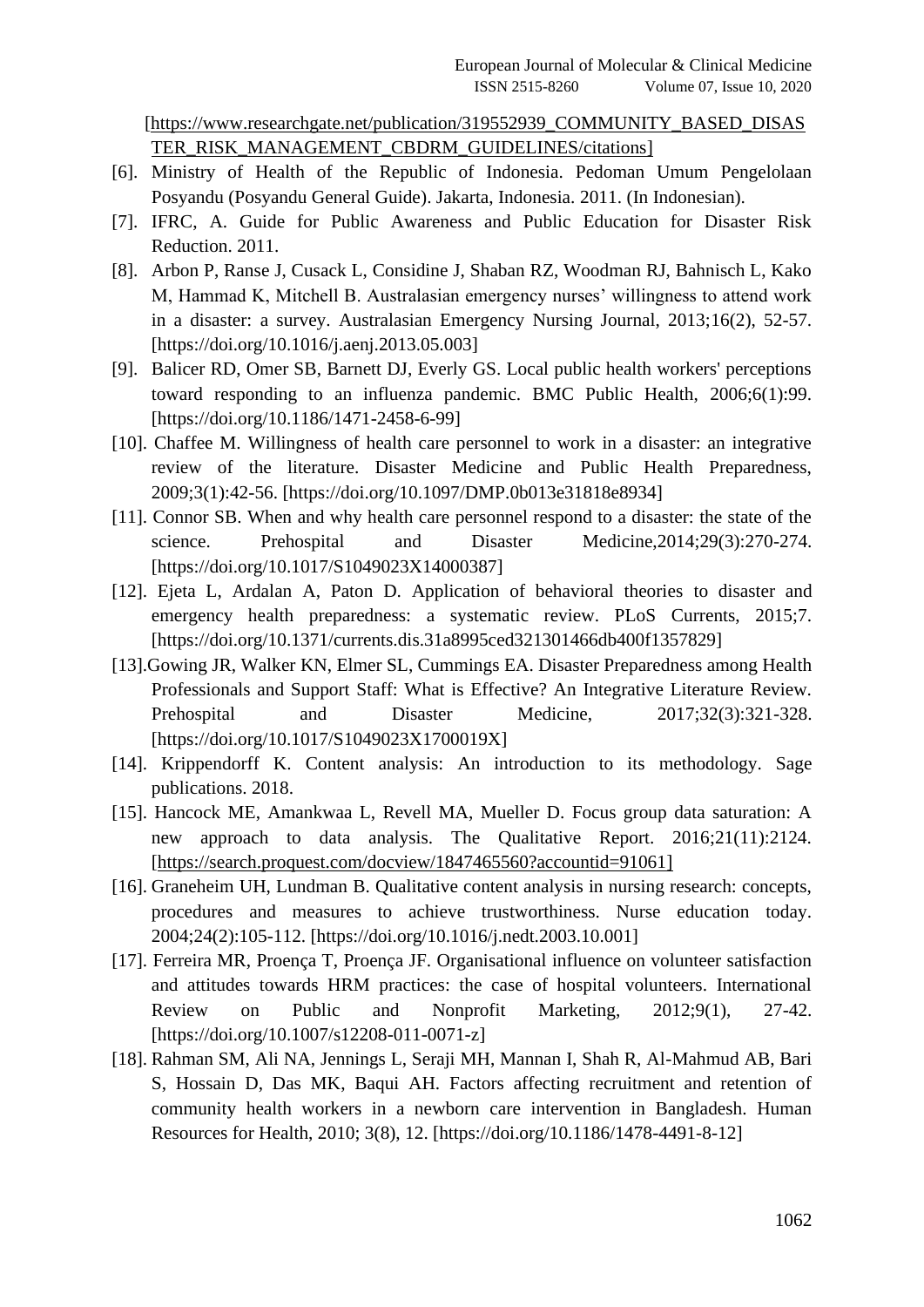[https://www.researchgate.net/publication/319552939_COMMUNITY_BASED_DISASTER_RISK_MANAGEMENT_CBDRM_GUIDELINES/citations]

[6]. Ministry of Health of the Republic of Indonesia. Pedoman Umum Pengelolaan Posyandu (Posyandu General Guide). Jakarta, Indonesia. 2011. (In Indonesian).

[7]. IFRC, A. Guide for Public Awareness and Public Education for Disaster Risk Reduction. 2011.

[8]. Arbon P, Ranse J, Cusack L, Considine J, Shaban RZ, Woodman RJ, Bahnisch L, Kako M, Hammad K, Mitchell B. Australasian emergency nurses' willingness to attend work in a disaster: a survey. Australasian Emergency Nursing Journal, 2013;16(2), 52-57. [https://doi.org/10.1016/j.aenj.2013.05.003]

[9]. Balicer RD, Omer SB, Barnett DJ, Everly GS. Local public health workers' perceptions toward responding to an influenza pandemic. BMC Public Health, 2006;6(1):99. [https://doi.org/10.1186/1471-2458-6-99]

[10]. Chaffee M. Willingness of health care personnel to work in a disaster: an integrative review of the literature. Disaster Medicine and Public Health Preparedness, 2009;3(1):42-56. [https://doi.org/10.1097/DMP.0b013e31818e8934]

[11]. Connor SB. When and why health care personnel respond to a disaster: the state of the science. Prehospital and Disaster Medicine,2014;29(3):270-274. [https://doi.org/10.1017/S1049023X14000387]

[12]. Ejeta L, Ardalan A, Paton D. Application of behavioral theories to disaster and emergency health preparedness: a systematic review. PLoS Currents, 2015;7. [https://doi.org/10.1371/currents.dis.31a8995ced321301466db400f1357829]

[13].Gowing JR, Walker KN, Elmer SL, Cummings EA. Disaster Preparedness among Health Professionals and Support Staff: What is Effective? An Integrative Literature Review. Prehospital and Disaster Medicine, 2017;32(3):321-328. [https://doi.org/10.1017/S1049023X1700019X]

[14]. Krippendorff K. Content analysis: An introduction to its methodology. Sage publications. 2018.

[15]. Hancock ME, Amankwaa L, Revell MA, Mueller D. Focus group data saturation: A new approach to data analysis. The Qualitative Report. 2016;21(11):2124. [https://search.proquest.com/docview/1847465560?accountid=91061]

[16]. Graneheim UH, Lundman B. Qualitative content analysis in nursing research: concepts, procedures and measures to achieve trustworthiness. Nurse education today. 2004;24(2):105-112. [https://doi.org/10.1016/j.nedt.2003.10.001]

[17]. Ferreira MR, Proença T, Proença JF. Organisational influence on volunteer satisfaction and attitudes towards HRM practices: the case of hospital volunteers. International Review on Public and Nonprofit Marketing, 2012;9(1), 27-42. [https://doi.org/10.1007/s12208-011-0071-z]

[18]. Rahman SM, Ali NA, Jennings L, Seraji MH, Mannan I, Shah R, Al-Mahmud AB, Bari S, Hossain D, Das MK, Baqui AH. Factors affecting recruitment and retention of community health workers in a newborn care intervention in Bangladesh. Human Resources for Health, 2010; 3(8), 12. [https://doi.org/10.1186/1478-4491-8-12]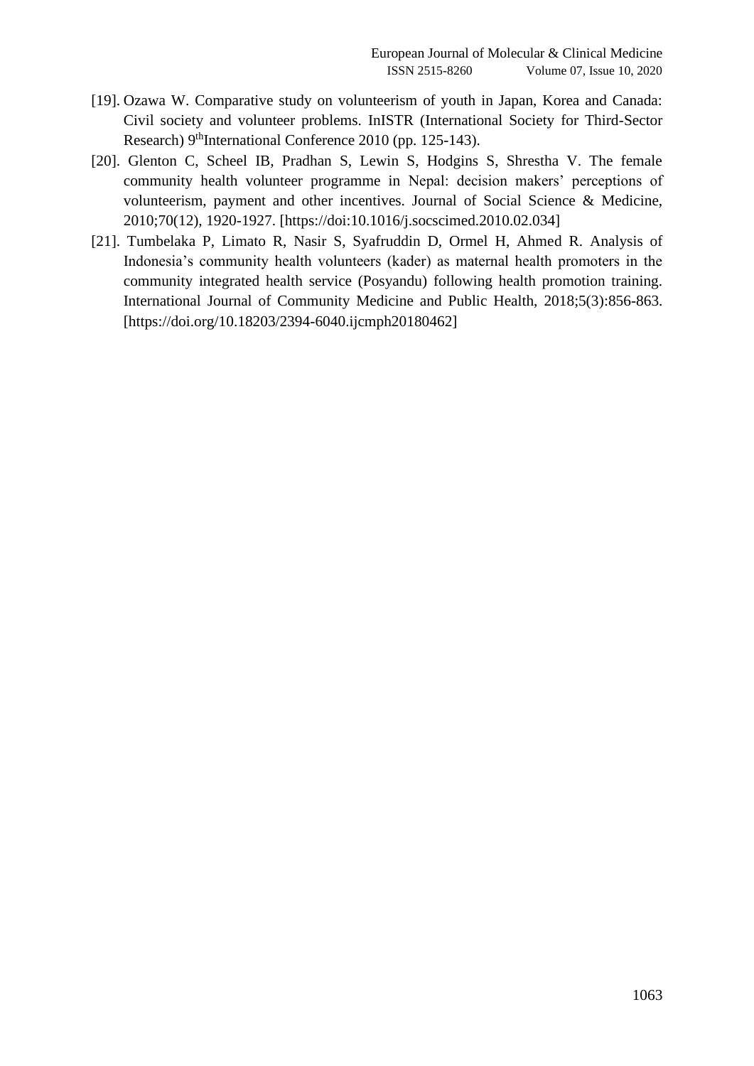[19]. Ozawa W. Comparative study on volunteerism of youth in Japan, Korea and Canada: Civil society and volunteer problems. InISTR (International Society for Third-Sector Research) 9th International Conference 2010 (pp. 125-143).

[20]. Glenton C, Scheel IB, Pradhan S, Lewin S, Hodgins S, Shrestha V. The female community health volunteer programme in Nepal: decision makers' perceptions of volunteerism, payment and other incentives. Journal of Social Science & Medicine, 2010;70(12), 1920-1927. [https://doi:10.1016/j.socscimed.2010.02.034]

[21]. Tumbelaka P, Limato R, Nasir S, Syafruddin D, Ormel H, Ahmed R. Analysis of Indonesia's community health volunteers (kader) as maternal health promoters in the community integrated health service (Posyandu) following health promotion training. International Journal of Community Medicine and Public Health, 2018;5(3):856-863. [https://doi.org/10.18203/2394-6040.ijcmph20180462]